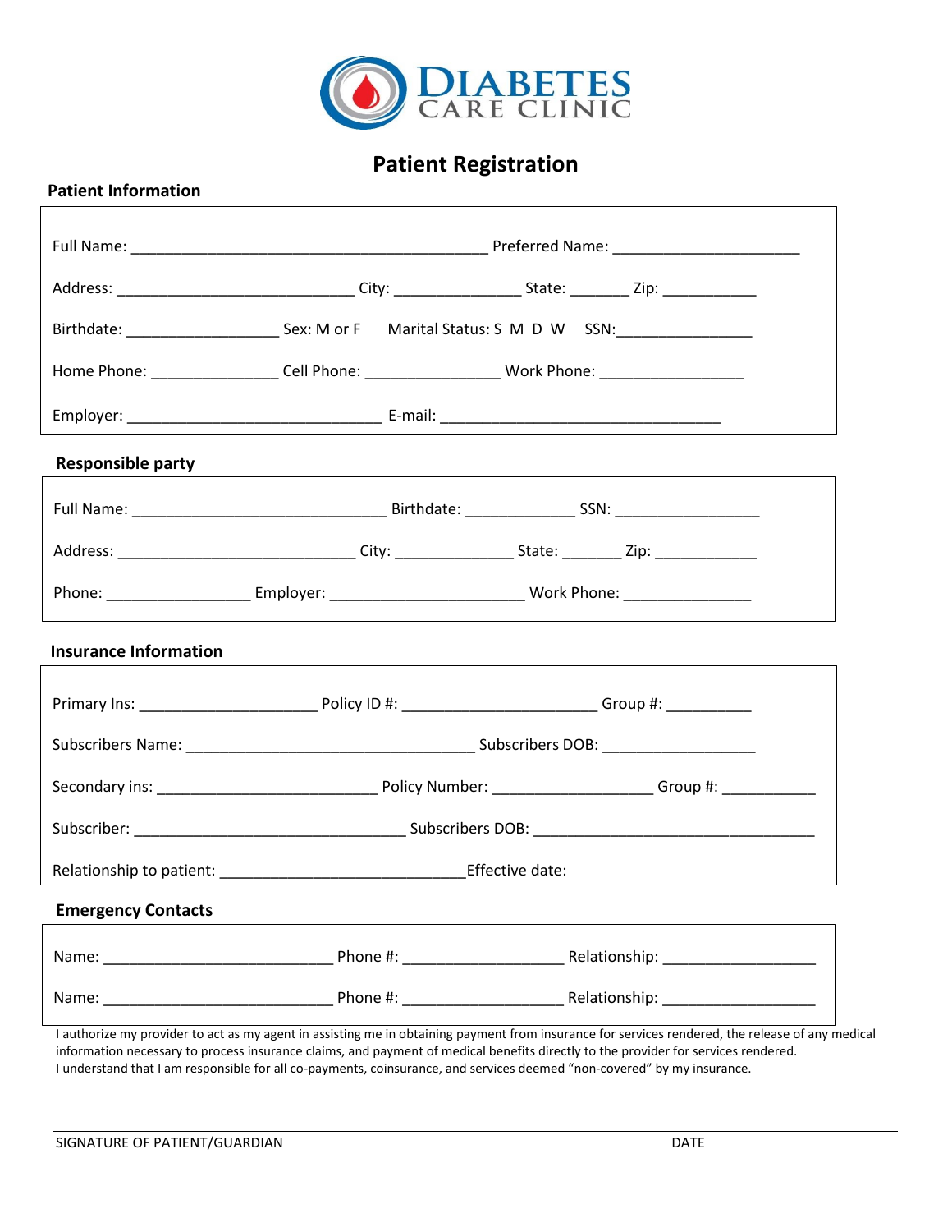# DIABETES CARE CLINIC

## Patient Registration

### Patient Information

Full Name: ___________________________________________ Preferred Name: ______________________

Address: ____________________________ City: _______________ State: _______ Zip: ___________

Birthdate: __________________ Sex: M or F Marital Status: S M D W SSN:________________

Home Phone: _______________ Cell Phone: ________________ Work Phone: _________________

Employer: _______________________________ E-mail: __________________________________

### Responsible party

Full Name: _______________________________ Birthdate: _____________ SSN: _________________

Address: _____________________________ City: ______________ State: _______ Zip: ____________

Phone: _________________ Employer: ________________________ Work Phone: _______________

### Insurance Information

Primary Ins: _____________________ Policy ID #: ________________________ Group #: __________

Subscribers Name: ___________________________________ Subscribers DOB: __________________

Secondary ins: ___________________________ Policy Number: ___________________ Group #: ___________

Subscriber: _________________________________ Subscribers DOB: __________________________________

Relationship to patient: ______________________________Effective date:

### Emergency Contacts

Name: ____________________________ Phone #: ____________________ Relationship: ___________________

Name: ____________________________ Phone #: ____________________ Relationship: ___________________

I authorize my provider to act as my agent in assisting me in obtaining payment from insurance for services rendered, the release of any medical information necessary to process insurance claims, and payment of medical benefits directly to the provider for services rendered.
I understand that I am responsible for all co-payments, coinsurance, and services deemed "non-covered" by my insurance.

SIGNATURE OF PATIENT/GUARDIAN DATE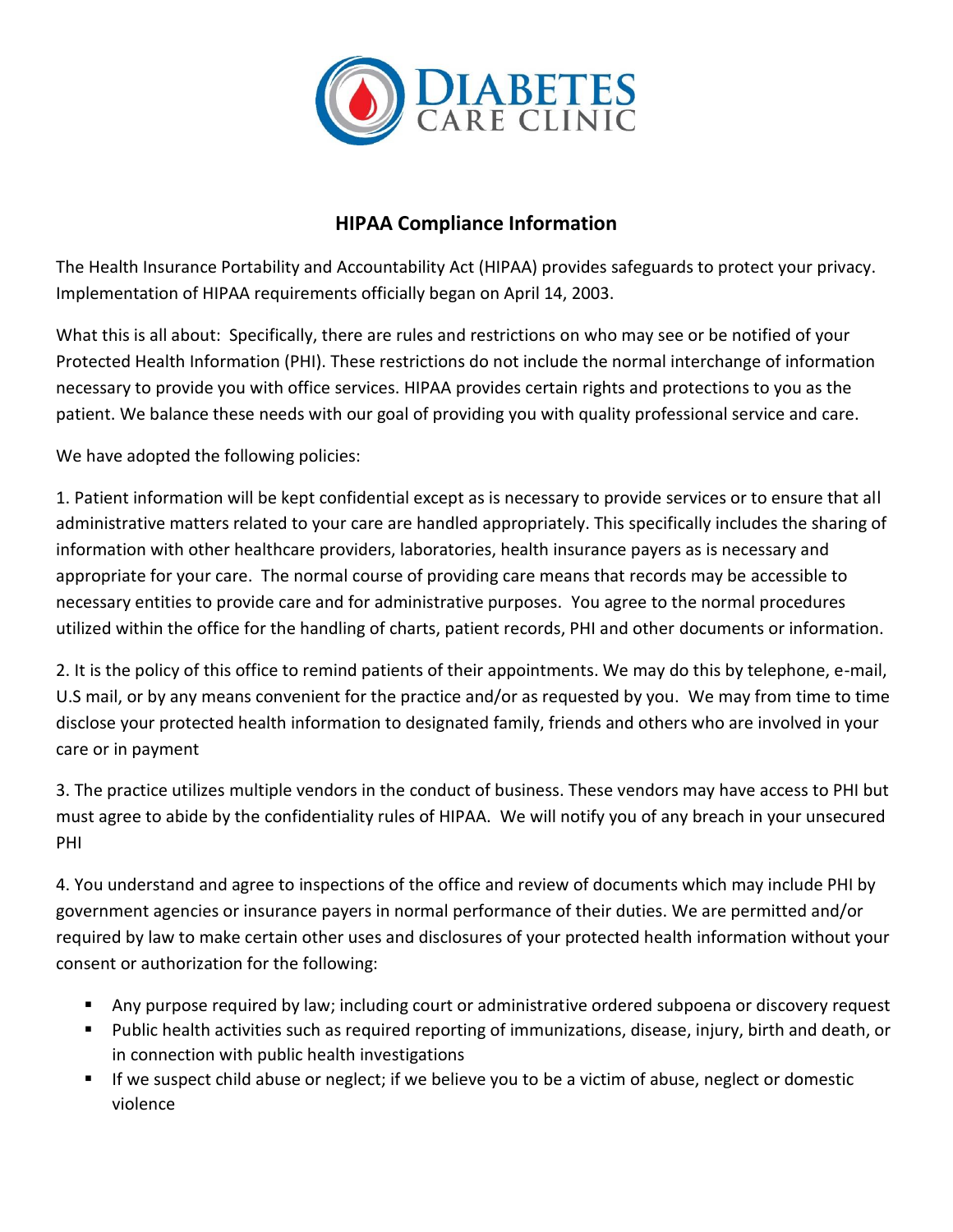# HIPAA Compliance Information

The Health Insurance Portability and Accountability Act (HIPAA) provides safeguards to protect your privacy. Implementation of HIPAA requirements officially began on April 14, 2003.

What this is all about: Specifically, there are rules and restrictions on who may see or be notified of your Protected Health Information (PHI). These restrictions do not include the normal interchange of information necessary to provide you with office services. HIPAA provides certain rights and protections to you as the patient. We balance these needs with our goal of providing you with quality professional service and care.

We have adopted the following policies:

1. Patient information will be kept confidential except as is necessary to provide services or to ensure that all administrative matters related to your care are handled appropriately. This specifically includes the sharing of information with other healthcare providers, laboratories, health insurance payers as is necessary and appropriate for your care. The normal course of providing care means that records may be accessible to necessary entities to provide care and for administrative purposes. You agree to the normal procedures utilized within the office for the handling of charts, patient records, PHI and other documents or information.

2. It is the policy of this office to remind patients of their appointments. We may do this by telephone, e-mail, U.S mail, or by any means convenient for the practice and/or as requested by you. We may from time to time disclose your protected health information to designated family, friends and others who are involved in your care or in payment

3. The practice utilizes multiple vendors in the conduct of business. These vendors may have access to PHI but must agree to abide by the confidentiality rules of HIPAA. We will notify you of any breach in your unsecured PHI

4. You understand and agree to inspections of the office and review of documents which may include PHI by government agencies or insurance payers in normal performance of their duties. We are permitted and/or required by law to make certain other uses and disclosures of your protected health information without your consent or authorization for the following:

- Any purpose required by law; including court or administrative ordered subpoena or discovery request
- Public health activities such as required reporting of immunizations, disease, injury, birth and death, or in connection with public health investigations
- If we suspect child abuse or neglect; if we believe you to be a victim of abuse, neglect or domestic violence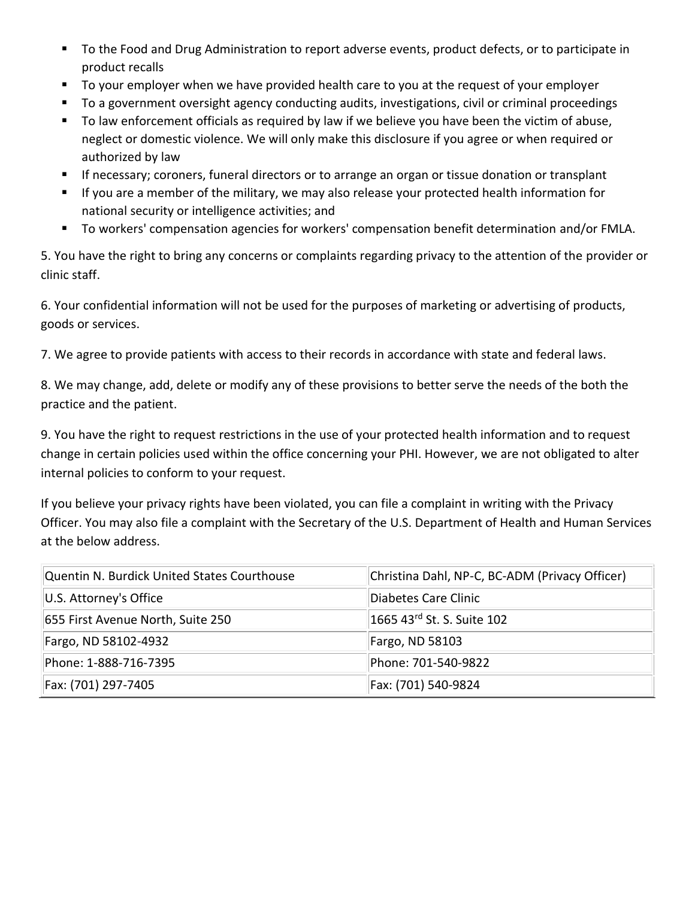- To the Food and Drug Administration to report adverse events, product defects, or to participate in product recalls
- To your employer when we have provided health care to you at the request of your employer
- To a government oversight agency conducting audits, investigations, civil or criminal proceedings
- To law enforcement officials as required by law if we believe you have been the victim of abuse, neglect or domestic violence. We will only make this disclosure if you agree or when required or authorized by law
- If necessary; coroners, funeral directors or to arrange an organ or tissue donation or transplant
- If you are a member of the military, we may also release your protected health information for national security or intelligence activities; and
- To workers' compensation agencies for workers' compensation benefit determination and/or FMLA.

5. You have the right to bring any concerns or complaints regarding privacy to the attention of the provider or clinic staff.

6. Your confidential information will not be used for the purposes of marketing or advertising of products, goods or services.

7. We agree to provide patients with access to their records in accordance with state and federal laws.

8. We may change, add, delete or modify any of these provisions to better serve the needs of the both the practice and the patient.

9. You have the right to request restrictions in the use of your protected health information and to request change in certain policies used within the office concerning your PHI. However, we are not obligated to alter internal policies to conform to your request.

If you believe your privacy rights have been violated, you can file a complaint in writing with the Privacy Officer. You may also file a complaint with the Secretary of the U.S. Department of Health and Human Services at the below address.

| Quentin N. Burdick United States Courthouse | Christina Dahl, NP-C, BC-ADM (Privacy Officer) |
|---|---|
| U.S. Attorney's Office | Diabetes Care Clinic |
| 655 First Avenue North, Suite 250 | 1665 43rd St. S. Suite 102 |
| Fargo, ND 58102-4932 | Fargo, ND 58103 |
| Phone: 1-888-716-7395 | Phone: 701-540-9822 |
| Fax: (701) 297-7405 | Fax: (701) 540-9824 |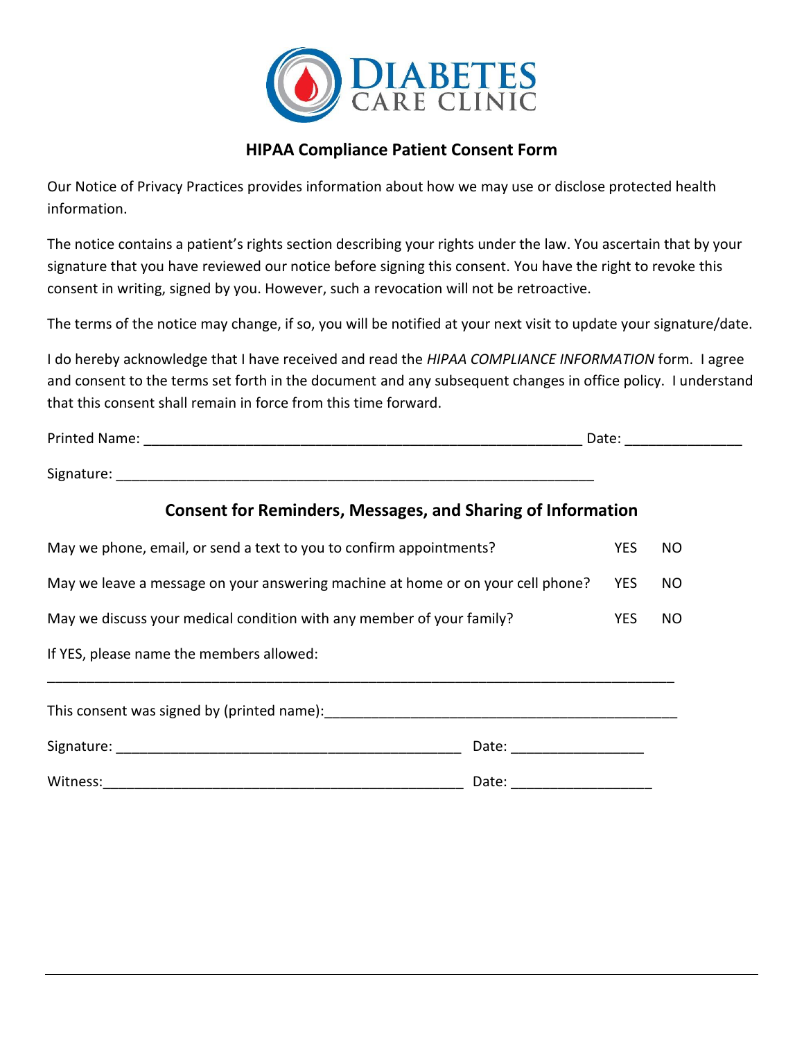**DIABETES CARE CLINIC**

## HIPAA Compliance Patient Consent Form

Our Notice of Privacy Practices provides information about how we may use or disclose protected health information.

The notice contains a patient's rights section describing your rights under the law. You ascertain that by your signature that you have reviewed our notice before signing this consent. You have the right to revoke this consent in writing, signed by you. However, such a revocation will not be retroactive.

The terms of the notice may change, if so, you will be notified at your next visit to update your signature/date.

I do hereby acknowledge that I have received and read the *HIPAA COMPLIANCE INFORMATION* form. I agree and consent to the terms set forth in the document and any subsequent changes in office policy. I understand that this consent shall remain in force from this time forward.

Printed Name: ___________________________________________________________ Date: _______________

Signature: _________________________________________________________________

## Consent for Reminders, Messages, and Sharing of Information

| | | |
|---|---|---|
| May we phone, email, or send a text to you to confirm appointments? | YES | NO |
| May we leave a message on your answering machine at home or on your cell phone? | YES | NO |
| May we discuss your medical condition with any member of your family? | YES | NO |

If YES, please name the members allowed:

_________________________________________________________________________________

This consent was signed by (printed name):_______________________________________________

Signature: _____________________________________________ Date: _________________

Witness:_______________________________________________ Date: __________________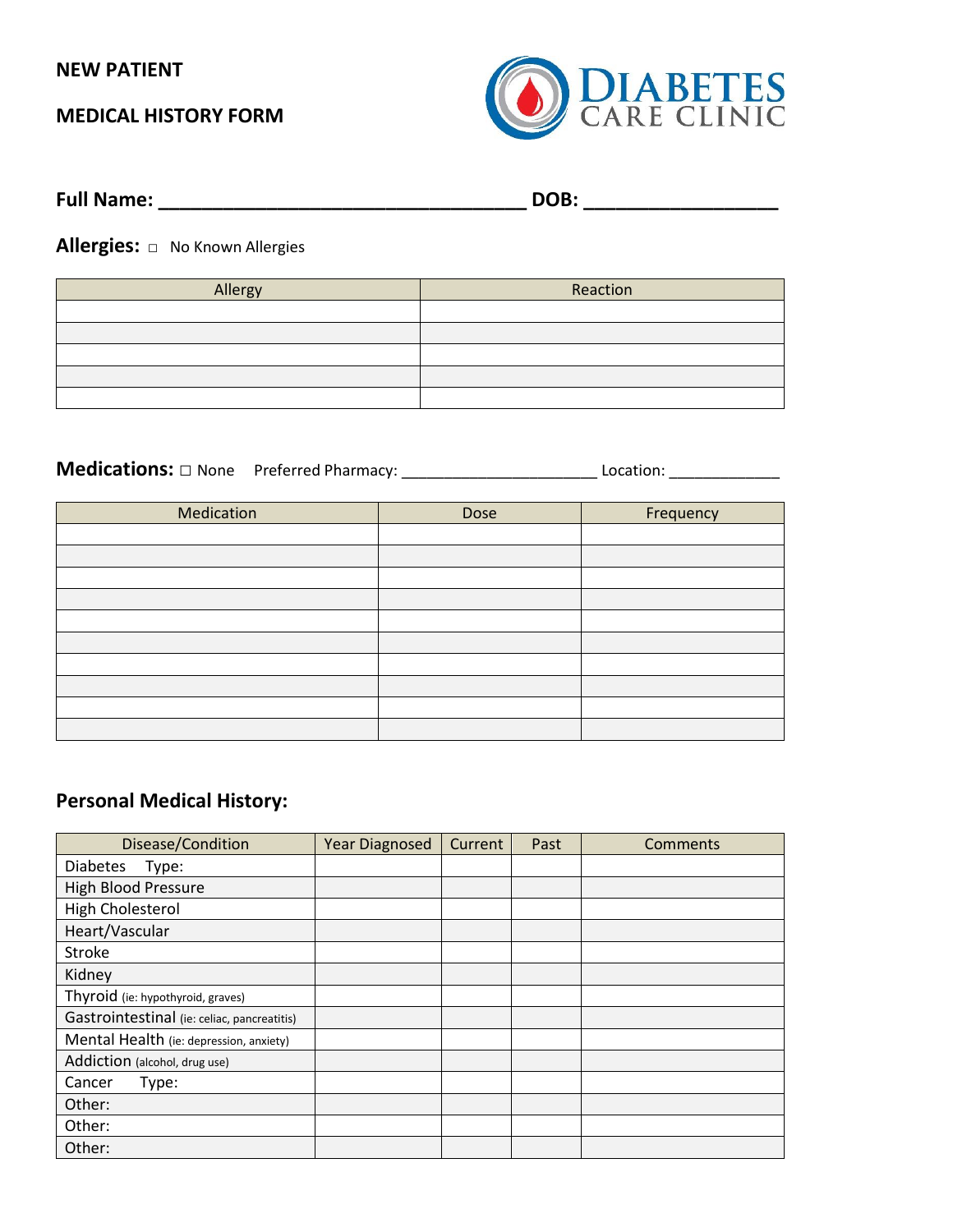**NEW PATIENT**

**MEDICAL HISTORY FORM**

DIABETES CARE CLINIC

**Full Name:** ___________________________________ **DOB:** __________________

**Allergies:** ☐ No Known Allergies

| Allergy | Reaction |
|---|---|
| | |
| | |
| | |
| | |
| | |

**Medications:** ☐ None Preferred Pharmacy: ______________________ Location: ____________

| Medication | Dose | Frequency |
|---|---|---|
| | | |
| | | |
| | | |
| | | |
| | | |
| | | |
| | | |
| | | |
| | | |
| | | |

## Personal Medical History:

| Disease/Condition | Year Diagnosed | Current | Past | Comments |
|---|---|---|---|---|
| Diabetes Type: | | | | |
| High Blood Pressure | | | | |
| High Cholesterol | | | | |
| Heart/Vascular | | | | |
| Stroke | | | | |
| Kidney | | | | |
| Thyroid (ie: hypothyroid, graves) | | | | |
| Gastrointestinal (ie: celiac, pancreatitis) | | | | |
| Mental Health (ie: depression, anxiety) | | | | |
| Addiction (alcohol, drug use) | | | | |
| Cancer Type: | | | | |
| Other: | | | | |
| Other: | | | | |
| Other: | | | | |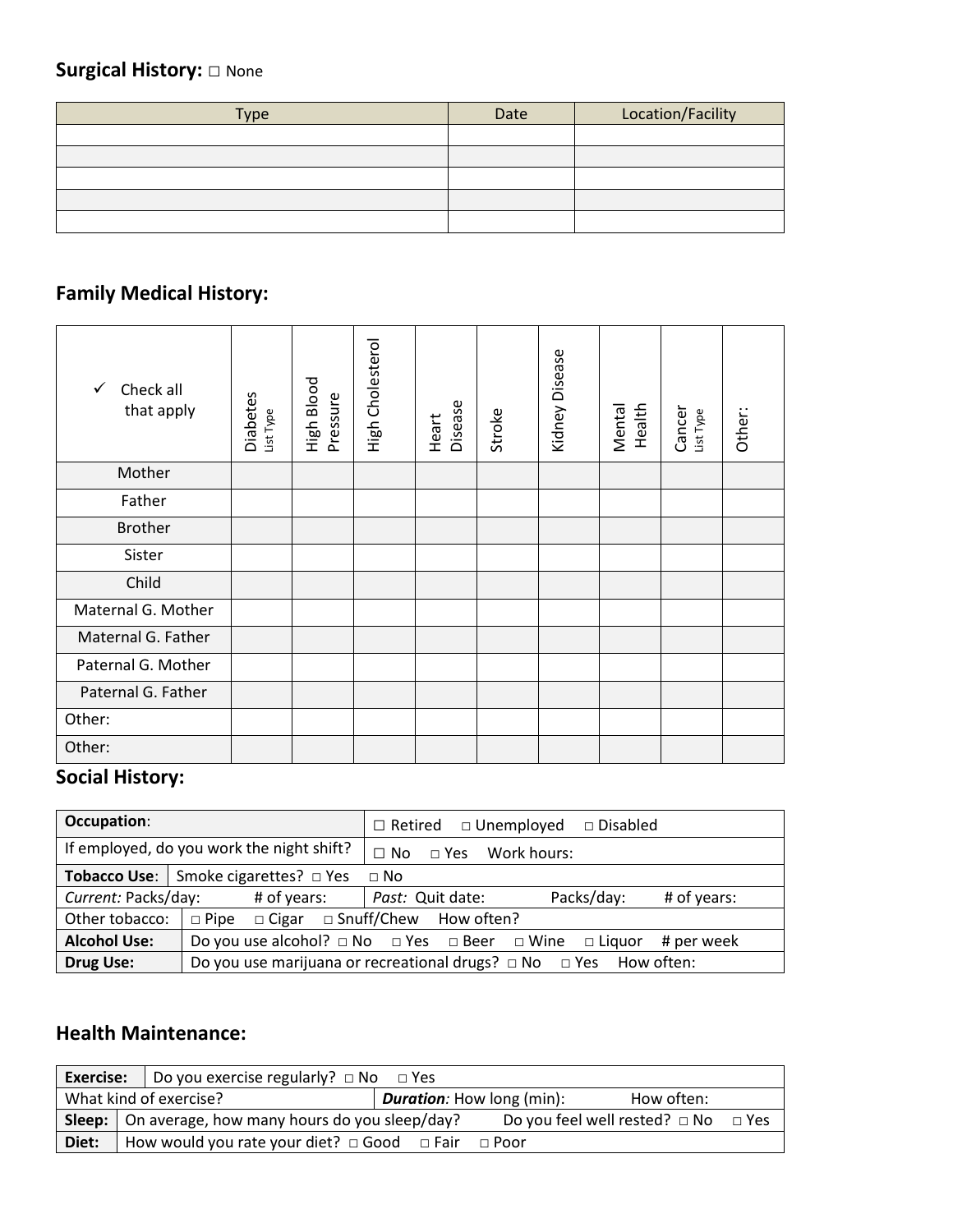## Surgical History: □ None

| Type | Date | Location/Facility |
|---|---|---|
| | | |
| | | |
| | | |
| | | |
| | | |

## Family Medical History:

| ✓ Check all that apply | Diabetes List Type | High Blood Pressure | High Cholesterol | Heart Disease | Stroke | Kidney Disease | Mental Health | Cancer List Type | Other: |
|---|---|---|---|---|---|---|---|---|---|
| Mother | | | | | | | | | |
| Father | | | | | | | | | |
| Brother | | | | | | | | | |
| Sister | | | | | | | | | |
| Child | | | | | | | | | |
| Maternal G. Mother | | | | | | | | | |
| Maternal G. Father | | | | | | | | | |
| Paternal G. Mother | | | | | | | | | |
| Paternal G. Father | | | | | | | | | |
| Other: | | | | | | | | | |
| Other: | | | | | | | | | |

## Social History:

| | |
|---|---|
| **Occupation**: | □ Retired □ Unemployed □ Disabled |
| If employed, do you work the night shift? | □ No □ Yes Work hours: |
| **Tobacco Use**: Smoke cigarettes? □ Yes □ No | |
| *Current:* Packs/day: # of years: | *Past:* Quit date: Packs/day: # of years: |
| Other tobacco: | □ Pipe □ Cigar □ Snuff/Chew How often? |
| **Alcohol Use:** | Do you use alcohol? □ No □ Yes □ Beer □ Wine □ Liquor # per week |
| **Drug Use:** | Do you use marijuana or recreational drugs? □ No □ Yes How often: |

## Health Maintenance:

| | |
|---|---|
| **Exercise:** | Do you exercise regularly? □ No □ Yes |
| What kind of exercise? | ***Duration:*** How long (min): How often: |
| **Sleep:** | On average, how many hours do you sleep/day? Do you feel well rested? □ No □ Yes |
| **Diet:** | How would you rate your diet? □ Good □ Fair □ Poor |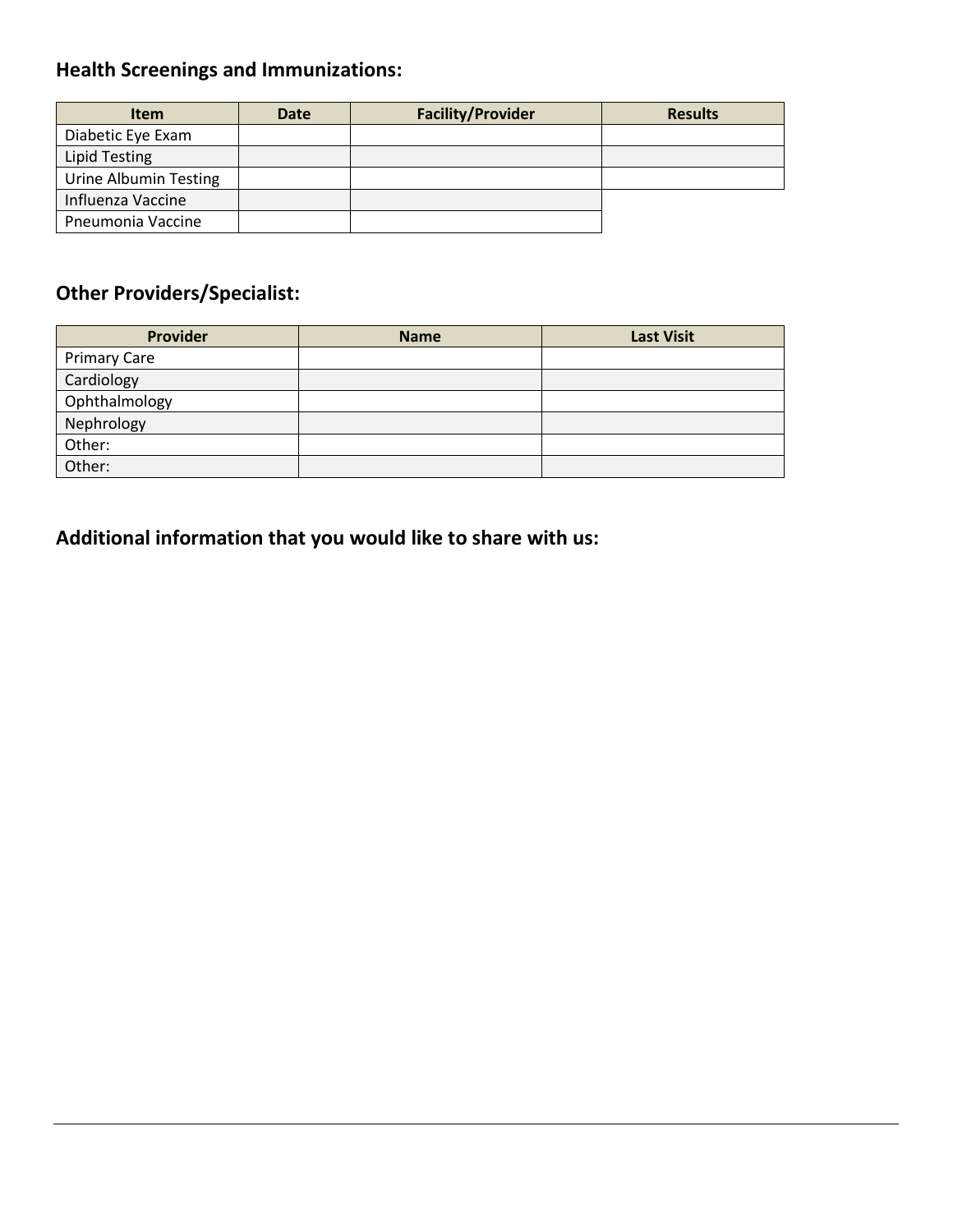### Health Screenings and Immunizations:

| Item | Date | Facility/Provider | Results |
| --- | --- | --- | --- |
| Diabetic Eye Exam | | | |
| Lipid Testing | | | |
| Urine Albumin Testing | | | |
| Influenza Vaccine | | | |
| Pneumonia Vaccine | | | |

### Other Providers/Specialist:

| Provider | Name | Last Visit |
| --- | --- | --- |
| Primary Care | | |
| Cardiology | | |
| Ophthalmology | | |
| Nephrology | | |
| Other: | | |
| Other: | | |

### Additional information that you would like to share with us: